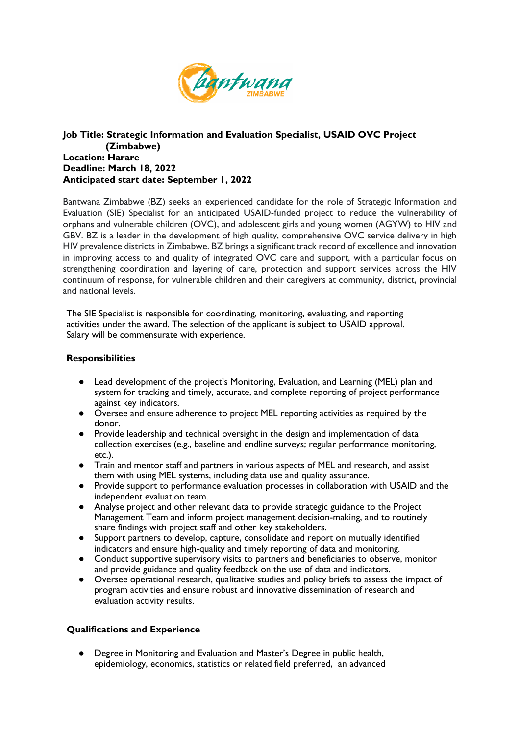**Job Title: Strategic Information and Evaluation Specialist, USAID OVC Project (Zimbabwe)**
**Location: Harare**
**Deadline: March 18, 2022**
**Anticipated start date: September 1, 2022**

Bantwana Zimbabwe (BZ) seeks an experienced candidate for the role of Strategic Information and Evaluation (SIE) Specialist for an anticipated USAID-funded project to reduce the vulnerability of orphans and vulnerable children (OVC), and adolescent girls and young women (AGYW) to HIV and GBV. BZ is a leader in the development of high quality, comprehensive OVC service delivery in high HIV prevalence districts in Zimbabwe. BZ brings a significant track record of excellence and innovation in improving access to and quality of integrated OVC care and support, with a particular focus on strengthening coordination and layering of care, protection and support services across the HIV continuum of response, for vulnerable children and their caregivers at community, district, provincial and national levels.

The SIE Specialist is responsible for coordinating, monitoring, evaluating, and reporting activities under the award. The selection of the applicant is subject to USAID approval. Salary will be commensurate with experience.

## Responsibilities

- Lead development of the project's Monitoring, Evaluation, and Learning (MEL) plan and system for tracking and timely, accurate, and complete reporting of project performance against key indicators.
- Oversee and ensure adherence to project MEL reporting activities as required by the donor.
- Provide leadership and technical oversight in the design and implementation of data collection exercises (e.g., baseline and endline surveys; regular performance monitoring, etc.).
- Train and mentor staff and partners in various aspects of MEL and research, and assist them with using MEL systems, including data use and quality assurance.
- Provide support to performance evaluation processes in collaboration with USAID and the independent evaluation team.
- Analyse project and other relevant data to provide strategic guidance to the Project Management Team and inform project management decision-making, and to routinely share findings with project staff and other key stakeholders.
- Support partners to develop, capture, consolidate and report on mutually identified indicators and ensure high-quality and timely reporting of data and monitoring.
- Conduct supportive supervisory visits to partners and beneficiaries to observe, monitor and provide guidance and quality feedback on the use of data and indicators.
- Oversee operational research, qualitative studies and policy briefs to assess the impact of program activities and ensure robust and innovative dissemination of research and evaluation activity results.

## Qualifications and Experience

- Degree in Monitoring and Evaluation and Master's Degree in public health, epidemiology, economics, statistics or related field preferred, an advanced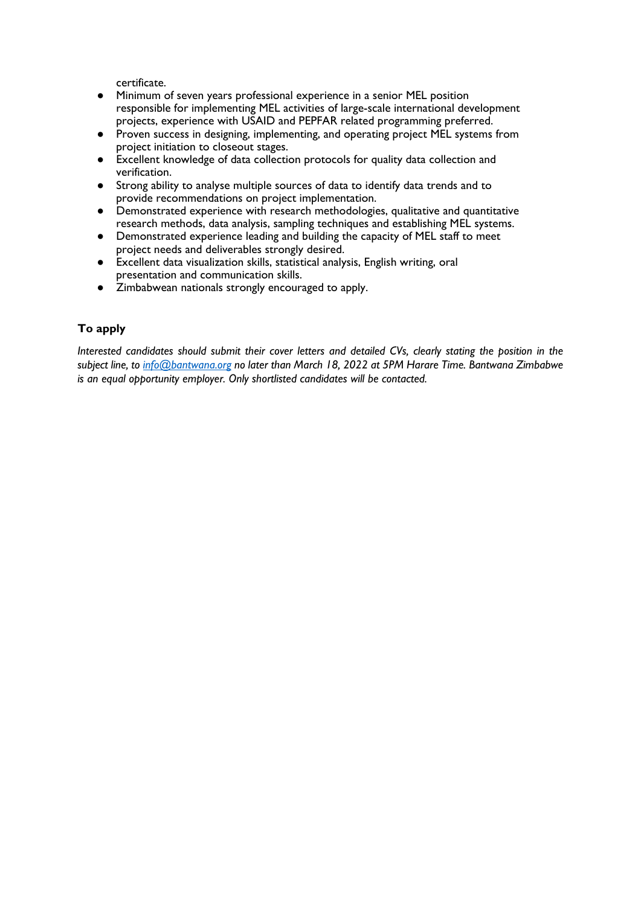certificate.

- Minimum of seven years professional experience in a senior MEL position responsible for implementing MEL activities of large-scale international development projects, experience with USAID and PEPFAR related programming preferred.
- Proven success in designing, implementing, and operating project MEL systems from project initiation to closeout stages.
- Excellent knowledge of data collection protocols for quality data collection and verification.
- Strong ability to analyse multiple sources of data to identify data trends and to provide recommendations on project implementation.
- Demonstrated experience with research methodologies, qualitative and quantitative research methods, data analysis, sampling techniques and establishing MEL systems.
- Demonstrated experience leading and building the capacity of MEL staff to meet project needs and deliverables strongly desired.
- Excellent data visualization skills, statistical analysis, English writing, oral presentation and communication skills.
- Zimbabwean nationals strongly encouraged to apply.

## To apply

*Interested candidates should submit their cover letters and detailed CVs, clearly stating the position in the subject line, to info@bantwana.org no later than March 18, 2022 at 5PM Harare Time. Bantwana Zimbabwe is an equal opportunity employer. Only shortlisted candidates will be contacted.*